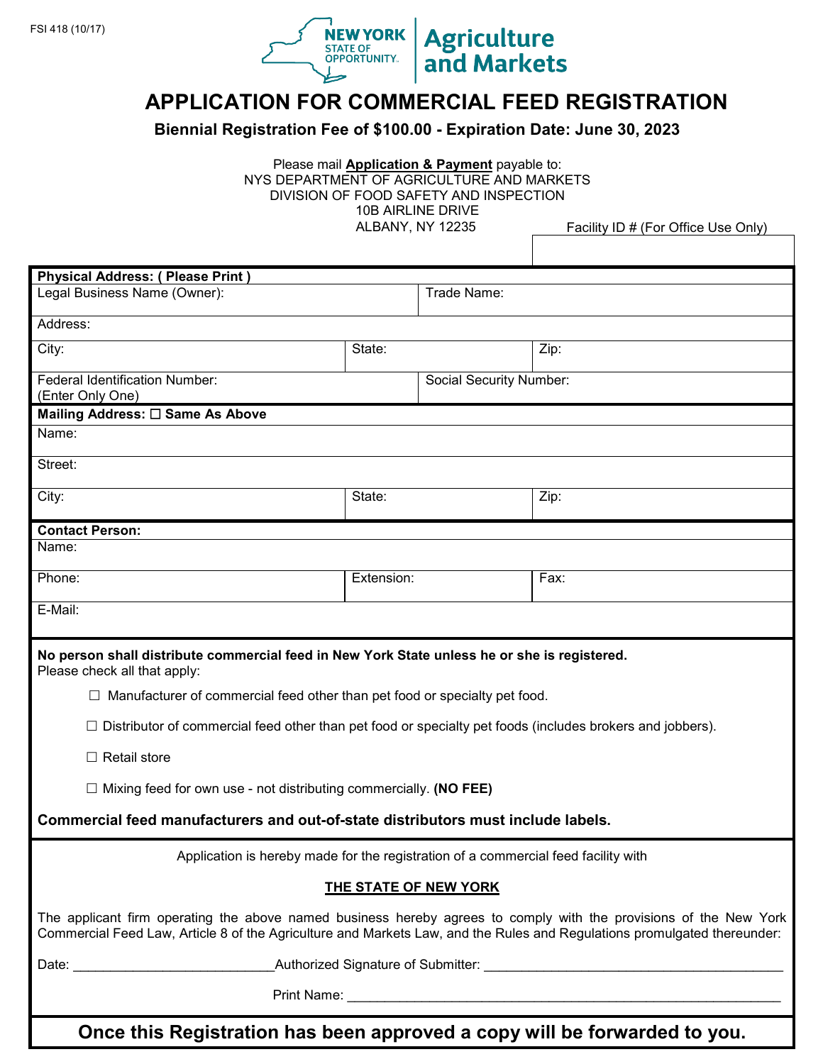FSI 418 (10/17)

NEW YORK STATE OF OPPORTUNITY. Agriculture and Markets

# APPLICATION FOR COMMERCIAL FEED REGISTRATION

**Biennial Registration Fee of $100.00 - Expiration Date: June 30, 2023**

Please mail **Application & Payment** payable to:
NYS DEPARTMENT OF AGRICULTURE AND MARKETS
DIVISION OF FOOD SAFETY AND INSPECTION
10B AIRLINE DRIVE
ALBANY, NY 12235

Facility ID # (For Office Use Only)

**Physical Address: ( Please Print )**

| Legal Business Name (Owner): | | Trade Name: |
|---|---|---|
| Address: | | |
| City: | State: | Zip: |
| Federal Identification Number: (Enter Only One) | | Social Security Number: |

**Mailing Address:** ☐ **Same As Above**

| Name: | | |
|---|---|---|
| Street: | | |
| City: | State: | Zip: |

**Contact Person:**

| Name: | | |
|---|---|---|
| Phone: | Extension: | Fax: |
| E-Mail: | | |

**No person shall distribute commercial feed in New York State unless he or she is registered.**
Please check all that apply:

- ☐ Manufacturer of commercial feed other than pet food or specialty pet food.
- ☐ Distributor of commercial feed other than pet food or specialty pet foods (includes brokers and jobbers).
- ☐ Retail store
- ☐ Mixing feed for own use - not distributing commercially. **(NO FEE)**

**Commercial feed manufacturers and out-of-state distributors must include labels.**

Application is hereby made for the registration of a commercial feed facility with

**THE STATE OF NEW YORK**

The applicant firm operating the above named business hereby agrees to comply with the provisions of the New York Commercial Feed Law, Article 8 of the Agriculture and Markets Law, and the Rules and Regulations promulgated thereunder:

Date: ___________________________ Authorized Signature of Submitter: ________________________________________

Print Name: ____________________________________________________________

**Once this Registration has been approved a copy will be forwarded to you.**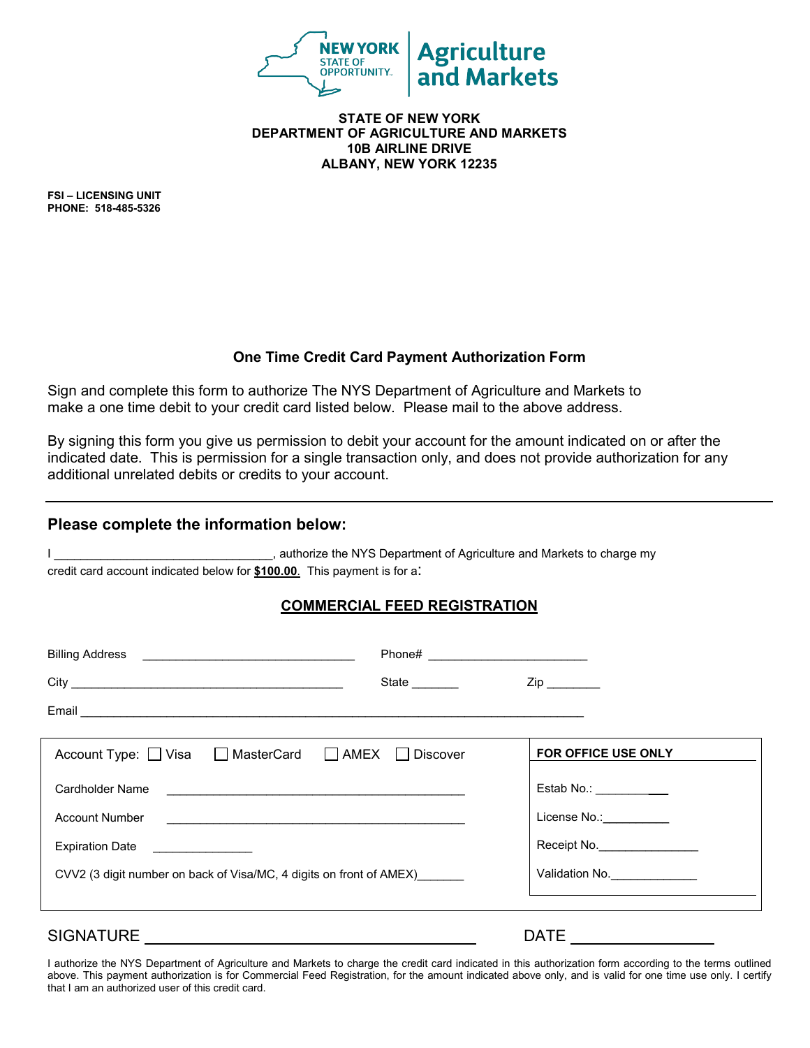NEW YORK STATE OF OPPORTUNITY. | Agriculture and Markets

**STATE OF NEW YORK**
**DEPARTMENT OF AGRICULTURE AND MARKETS**
**10B AIRLINE DRIVE**
**ALBANY, NEW YORK 12235**

**FSI – LICENSING UNIT**
**PHONE: 518-485-5326**

### One Time Credit Card Payment Authorization Form

Sign and complete this form to authorize The NYS Department of Agriculture and Markets to make a one time debit to your credit card listed below. Please mail to the above address.

By signing this form you give us permission to debit your account for the amount indicated on or after the indicated date. This is permission for a single transaction only, and does not provide authorization for any additional unrelated debits or credits to your account.

---

## Please complete the information below:

I ________________________________, authorize the NYS Department of Agriculture and Markets to charge my credit card account indicated below for **$100.00**. This payment is for a:

### COMMERCIAL FEED REGISTRATION

Billing Address _______________________________ Phone# ________________________

City ________________________________________ State _______ Zip ________

Email ___________________________________________________________________________

| | |
|---|---|
| Account Type: ☐ Visa ☐ MasterCard ☐ AMEX ☐ Discover | **FOR OFFICE USE ONLY** |
| Cardholder Name ____________________________________________ | Estab No.: ___________ |
| Account Number ____________________________________________ | License No.:__________ |
| Expiration Date _______________ | Receipt No.________________ |
| CVV2 (3 digit number on back of Visa/MC, 4 digits on front of AMEX)_______ | Validation No._____________ |

SIGNATURE ________________________________________ DATE __________________

I authorize the NYS Department of Agriculture and Markets to charge the credit card indicated in this authorization form according to the terms outlined above. This payment authorization is for Commercial Feed Registration, for the amount indicated above only, and is valid for one time use only. I certify that I am an authorized user of this credit card.